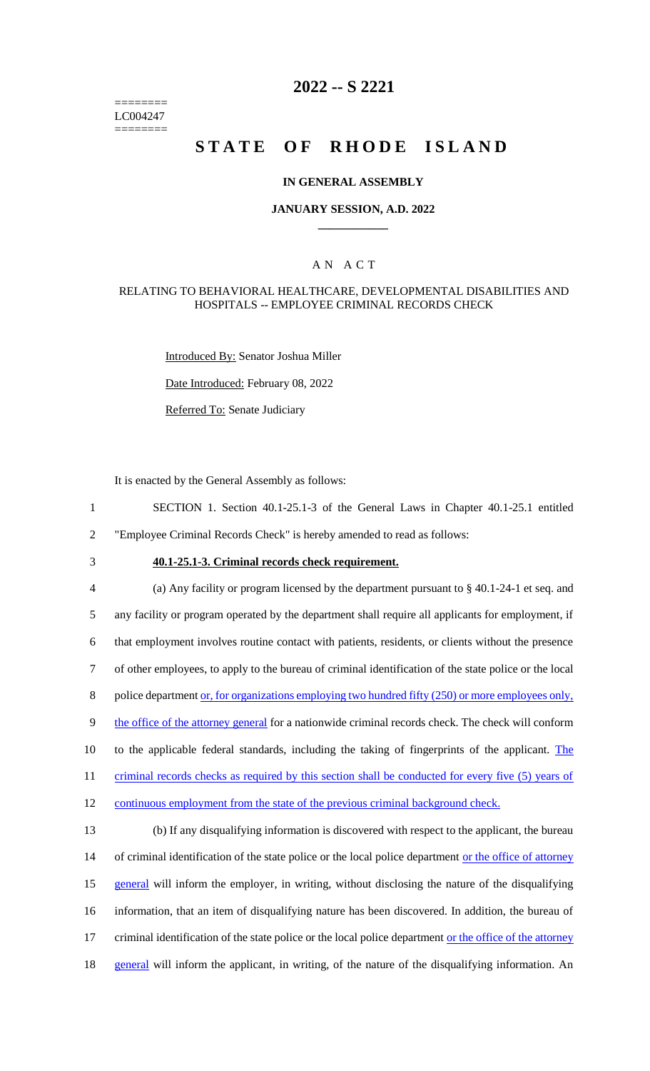========
LC004247
========

# 2022 -- S 2221

# STATE OF RHODE ISLAND

## IN GENERAL ASSEMBLY

### JANUARY SESSION, A.D. 2022

---

### A N A C T

#### RELATING TO BEHAVIORAL HEALTHCARE, DEVELOPMENTAL DISABILITIES AND HOSPITALS -- EMPLOYEE CRIMINAL RECORDS CHECK

Introduced By: Senator Joshua Miller

Date Introduced: February 08, 2022

Referred To: Senate Judiciary

It is enacted by the General Assembly as follows:

1 SECTION 1. Section 40.1-25.1-3 of the General Laws in Chapter 40.1-25.1 entitled
2 "Employee Criminal Records Check" is hereby amended to read as follows:

3 **40.1-25.1-3. Criminal records check requirement.**

4 (a) Any facility or program licensed by the department pursuant to § 40.1-24-1 et seq. and
5 any facility or program operated by the department shall require all applicants for employment, if
6 that employment involves routine contact with patients, residents, or clients without the presence
7 of other employees, to apply to the bureau of criminal identification of the state police or the local
8 police department or, for organizations employing two hundred fifty (250) or more employees only,
9 the office of the attorney general for a nationwide criminal records check. The check will conform
10 to the applicable federal standards, including the taking of fingerprints of the applicant. The
11 criminal records checks as required by this section shall be conducted for every five (5) years of
12 continuous employment from the state of the previous criminal background check.

13 (b) If any disqualifying information is discovered with respect to the applicant, the bureau
14 of criminal identification of the state police or the local police department or the office of attorney
15 general will inform the employer, in writing, without disclosing the nature of the disqualifying
16 information, that an item of disqualifying nature has been discovered. In addition, the bureau of
17 criminal identification of the state police or the local police department or the office of the attorney
18 general will inform the applicant, in writing, of the nature of the disqualifying information. An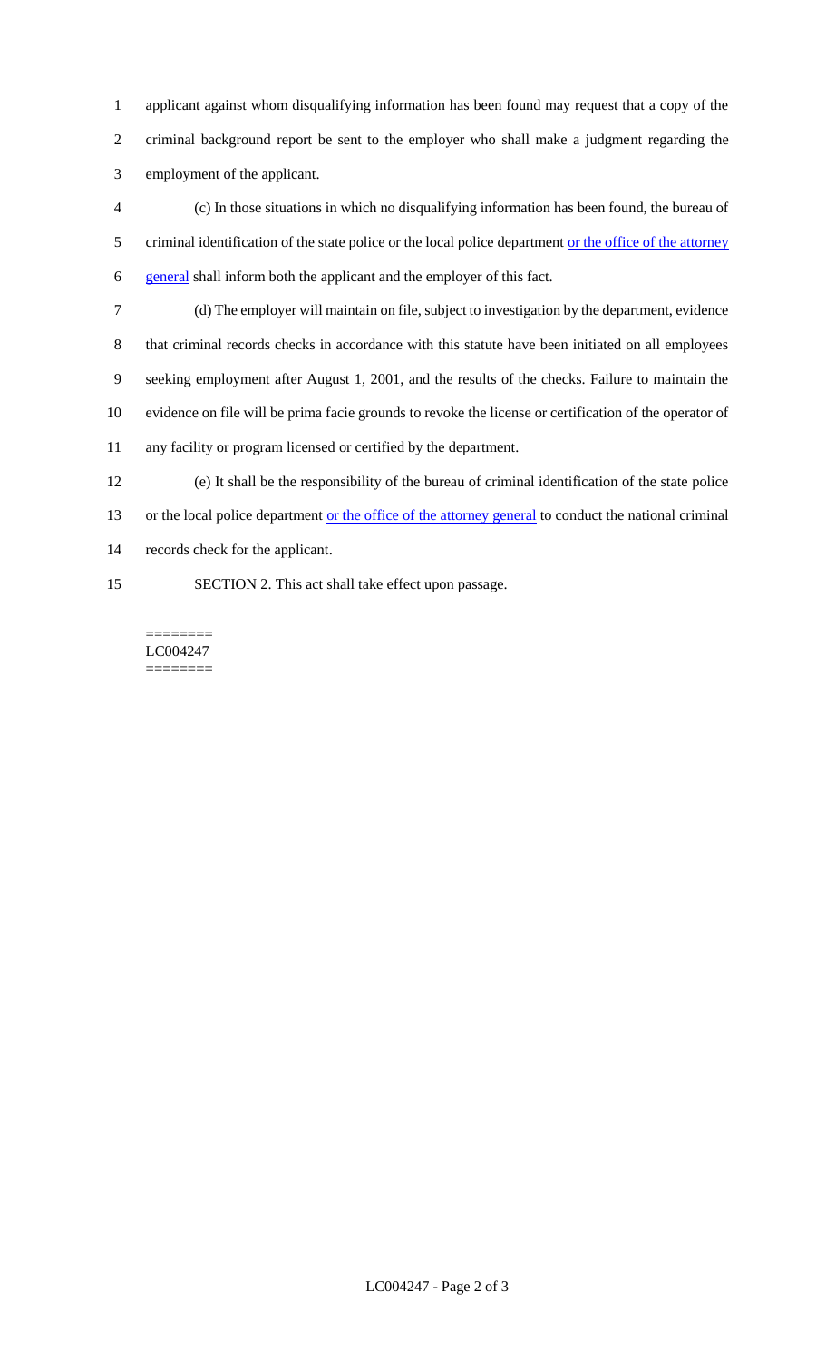applicant against whom disqualifying information has been found may request that a copy of the criminal background report be sent to the employer who shall make a judgment regarding the employment of the applicant.

(c) In those situations in which no disqualifying information has been found, the bureau of criminal identification of the state police or the local police department or the office of the attorney general shall inform both the applicant and the employer of this fact.

(d) The employer will maintain on file, subject to investigation by the department, evidence that criminal records checks in accordance with this statute have been initiated on all employees seeking employment after August 1, 2001, and the results of the checks. Failure to maintain the evidence on file will be prima facie grounds to revoke the license or certification of the operator of any facility or program licensed or certified by the department.

(e) It shall be the responsibility of the bureau of criminal identification of the state police or the local police department or the office of the attorney general to conduct the national criminal records check for the applicant.

SECTION 2. This act shall take effect upon passage.

========
LC004247
========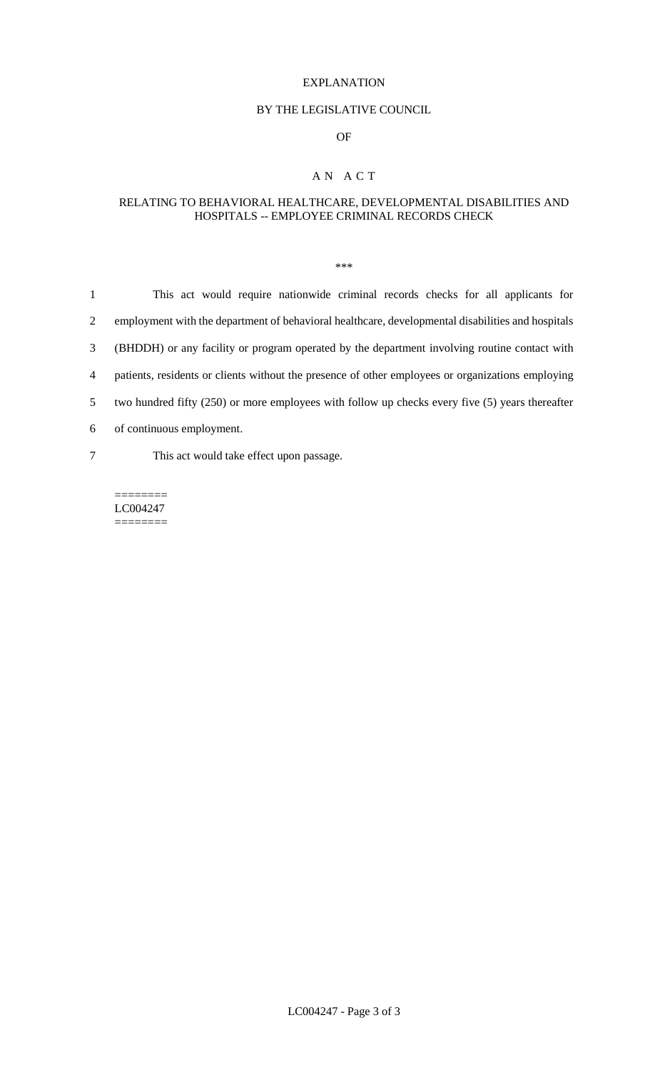EXPLANATION

BY THE LEGISLATIVE COUNCIL

OF

A N A C T

RELATING TO BEHAVIORAL HEALTHCARE, DEVELOPMENTAL DISABILITIES AND HOSPITALS -- EMPLOYEE CRIMINAL RECORDS CHECK

***

1 This act would require nationwide criminal records checks for all applicants for
2 employment with the department of behavioral healthcare, developmental disabilities and hospitals
3 (BHDDH) or any facility or program operated by the department involving routine contact with
4 patients, residents or clients without the presence of other employees or organizations employing
5 two hundred fifty (250) or more employees with follow up checks every five (5) years thereafter
6 of continuous employment.
7 This act would take effect upon passage.

========
LC004247
========